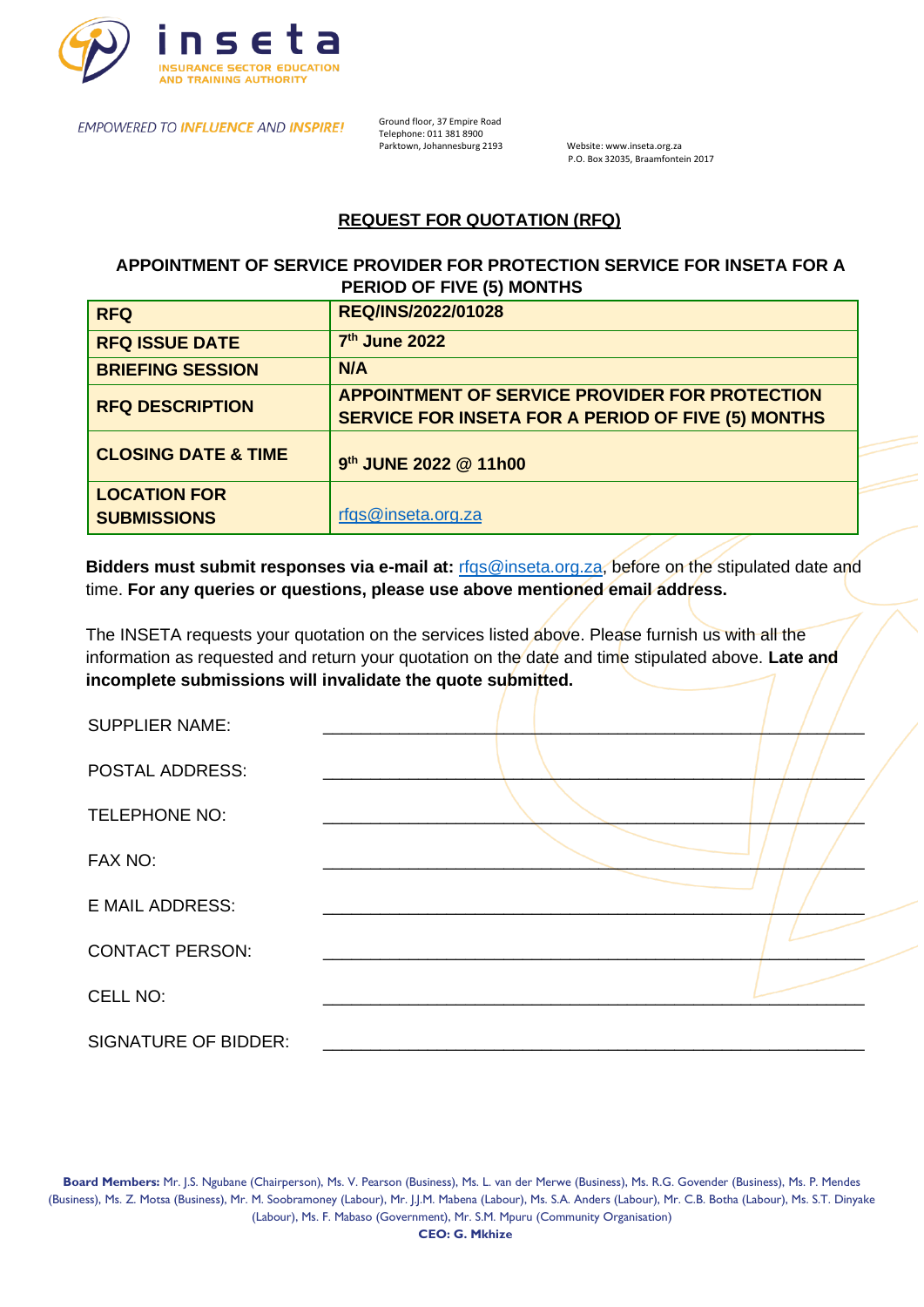**inseta**
INSURANCE SECTOR EDUCATION AND TRAINING AUTHORITY

*EMPOWERED TO* ***INFLUENCE*** *AND* ***INSPIRE!***

Ground floor, 37 Empire Road
Telephone: 011 381 8900
Parktown, Johannesburg 2193

Website: www.inseta.org.za
P.O. Box 32035, Braamfontein 2017

## REQUEST FOR QUOTATION (RFQ)

### APPOINTMENT OF SERVICE PROVIDER FOR PROTECTION SERVICE FOR INSETA FOR A PERIOD OF FIVE (5) MONTHS

| | |
|---|---|
| **RFQ** | **REQ/INS/2022/01028** |
| **RFQ ISSUE DATE** | **7th June 2022** |
| **BRIEFING SESSION** | **N/A** |
| **RFQ DESCRIPTION** | **APPOINTMENT OF SERVICE PROVIDER FOR PROTECTION SERVICE FOR INSETA FOR A PERIOD OF FIVE (5) MONTHS** |
| **CLOSING DATE & TIME** | **9th JUNE 2022 @ 11h00** |
| **LOCATION FOR SUBMISSIONS** | rfqs@inseta.org.za |

**Bidders must submit responses via e-mail at:** rfqs@inseta.org.za, before on the stipulated date and time. **For any queries or questions, please use above mentioned email address.**

The INSETA requests your quotation on the services listed above. Please furnish us with all the information as requested and return your quotation on the date and time stipulated above. **Late and incomplete submissions will invalidate the quote submitted.**

SUPPLIER NAME: ______________________________________________

POSTAL ADDRESS: ______________________________________________

TELEPHONE NO: ______________________________________________

FAX NO: ______________________________________________

E MAIL ADDRESS: ______________________________________________

CONTACT PERSON: ______________________________________________

CELL NO: ______________________________________________

SIGNATURE OF BIDDER: ______________________________________________

**Board Members:** Mr. J.S. Ngubane (Chairperson), Ms. V. Pearson (Business), Ms. L. van der Merwe (Business), Ms. R.G. Govender (Business), Ms. P. Mendes (Business), Ms. Z. Motsa (Business), Mr. M. Soobramoney (Labour), Mr. J.J.M. Mabena (Labour), Ms. S.A. Anders (Labour), Mr. C.B. Botha (Labour), Ms. S.T. Dinyake (Labour), Ms. F. Mabaso (Government), Mr. S.M. Mpuru (Community Organisation)

**CEO: G. Mkhize**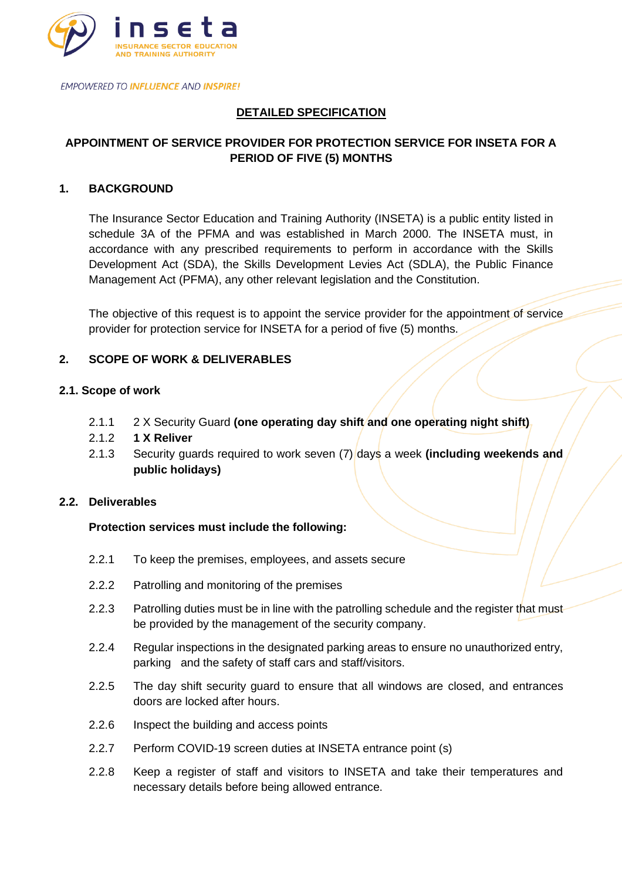inseta

INSURANCE SECTOR EDUCATION AND TRAINING AUTHORITY

*EMPOWERED TO INFLUENCE AND INSPIRE!*

**DETAILED SPECIFICATION**

**APPOINTMENT OF SERVICE PROVIDER FOR PROTECTION SERVICE FOR INSETA FOR A PERIOD OF FIVE (5) MONTHS**

## 1. BACKGROUND

The Insurance Sector Education and Training Authority (INSETA) is a public entity listed in schedule 3A of the PFMA and was established in March 2000. The INSETA must, in accordance with any prescribed requirements to perform in accordance with the Skills Development Act (SDA), the Skills Development Levies Act (SDLA), the Public Finance Management Act (PFMA), any other relevant legislation and the Constitution.

The objective of this request is to appoint the service provider for the appointment of service provider for protection service for INSETA for a period of five (5) months.

## 2. SCOPE OF WORK & DELIVERABLES

### 2.1. Scope of work

2.1.1 2 X Security Guard **(one operating day shift and one operating night shift)**

2.1.2 **1 X Reliver**

2.1.3 Security guards required to work seven (7) days a week **(including weekends and public holidays)**

### 2.2. Deliverables

**Protection services must include the following:**

2.2.1 To keep the premises, employees, and assets secure

2.2.2 Patrolling and monitoring of the premises

2.2.3 Patrolling duties must be in line with the patrolling schedule and the register that must be provided by the management of the security company.

2.2.4 Regular inspections in the designated parking areas to ensure no unauthorized entry, parking and the safety of staff cars and staff/visitors.

2.2.5 The day shift security guard to ensure that all windows are closed, and entrances doors are locked after hours.

2.2.6 Inspect the building and access points

2.2.7 Perform COVID-19 screen duties at INSETA entrance point (s)

2.2.8 Keep a register of staff and visitors to INSETA and take their temperatures and necessary details before being allowed entrance.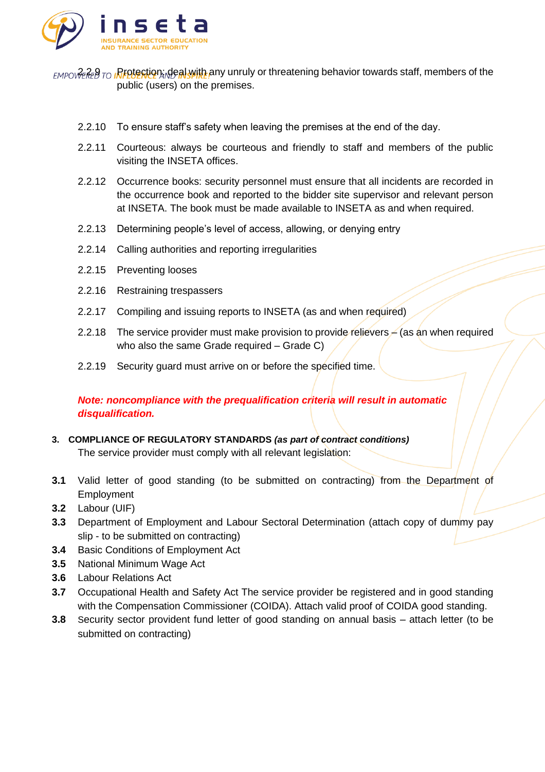2.2.9 Protection; deal with any unruly or threatening behavior towards staff, members of the public (users) on the premises.

2.2.10 To ensure staff's safety when leaving the premises at the end of the day.

2.2.11 Courteous: always be courteous and friendly to staff and members of the public visiting the INSETA offices.

2.2.12 Occurrence books: security personnel must ensure that all incidents are recorded in the occurrence book and reported to the bidder site supervisor and relevant person at INSETA. The book must be made available to INSETA as and when required.

2.2.13 Determining people's level of access, allowing, or denying entry

2.2.14 Calling authorities and reporting irregularities

2.2.15 Preventing looses

2.2.16 Restraining trespassers

2.2.17 Compiling and issuing reports to INSETA (as and when required)

2.2.18 The service provider must make provision to provide relievers – (as an when required who also the same Grade required – Grade C)

2.2.19 Security guard must arrive on or before the specified time.

***Note: noncompliance with the prequalification criteria will result in automatic disqualification.***

**3. COMPLIANCE OF REGULATORY STANDARDS *(as part of contract conditions)***

The service provider must comply with all relevant legislation:

**3.1** Valid letter of good standing (to be submitted on contracting) from the Department of Employment

**3.2** Labour (UIF)

**3.3** Department of Employment and Labour Sectoral Determination (attach copy of dummy pay slip - to be submitted on contracting)

**3.4** Basic Conditions of Employment Act

**3.5** National Minimum Wage Act

**3.6** Labour Relations Act

**3.7** Occupational Health and Safety Act The service provider be registered and in good standing with the Compensation Commissioner (COIDA). Attach valid proof of COIDA good standing.

**3.8** Security sector provident fund letter of good standing on annual basis – attach letter (to be submitted on contracting)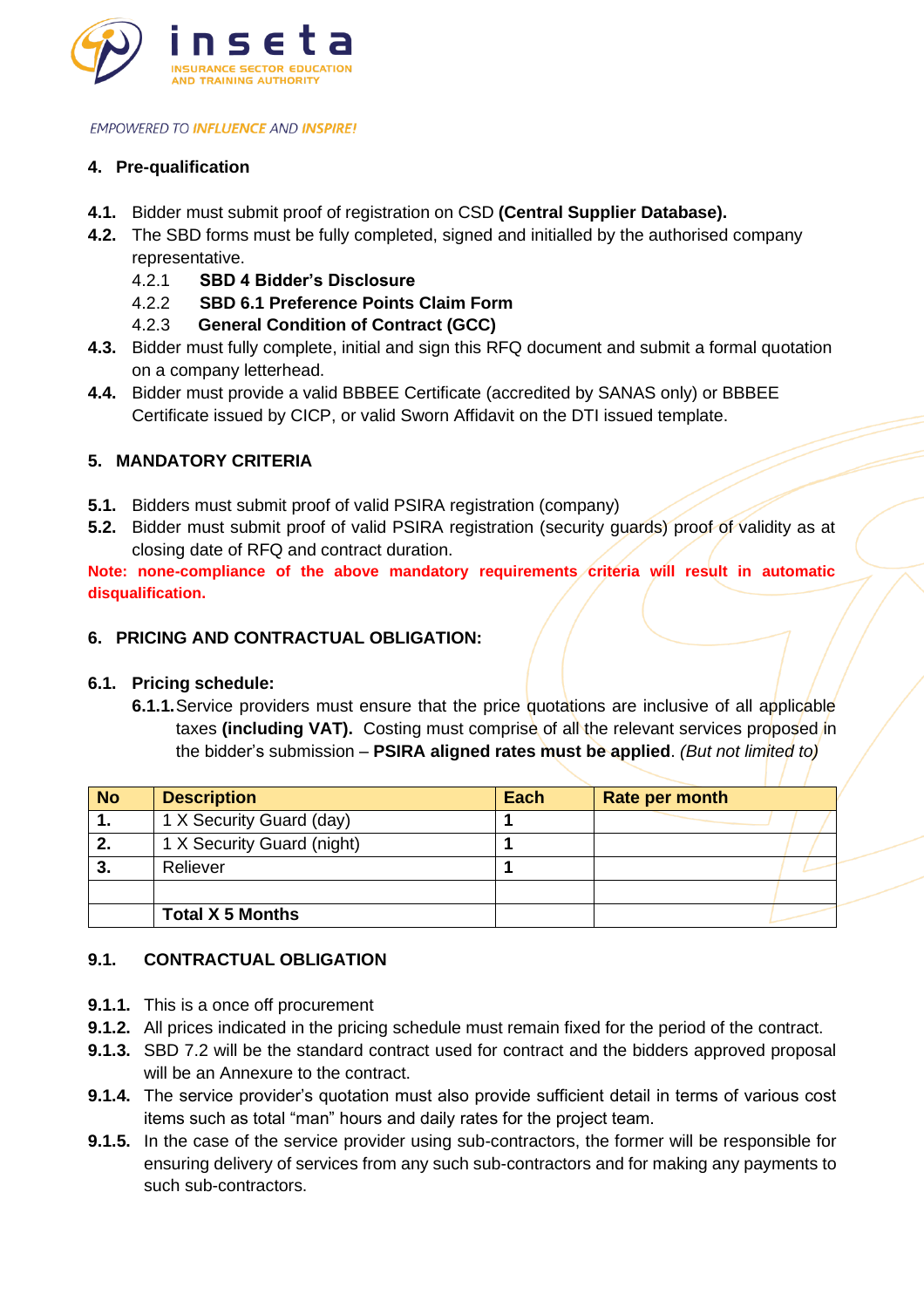## 4. Pre-qualification

**4.1.** Bidder must submit proof of registration on CSD **(Central Supplier Database).**

**4.2.** The SBD forms must be fully completed, signed and initialled by the authorised company representative.

- 4.2.1 **SBD 4 Bidder's Disclosure**
- 4.2.2 **SBD 6.1 Preference Points Claim Form**
- 4.2.3 **General Condition of Contract (GCC)**

**4.3.** Bidder must fully complete, initial and sign this RFQ document and submit a formal quotation on a company letterhead.

**4.4.** Bidder must provide a valid BBBEE Certificate (accredited by SANAS only) or BBBEE Certificate issued by CICP, or valid Sworn Affidavit on the DTI issued template.

## 5. MANDATORY CRITERIA

**5.1.** Bidders must submit proof of valid PSIRA registration (company)

**5.2.** Bidder must submit proof of valid PSIRA registration (security guards) proof of validity as at closing date of RFQ and contract duration.

**Note: none-compliance of the above mandatory requirements criteria will result in automatic disqualification.**

## 6. PRICING AND CONTRACTUAL OBLIGATION:

### 6.1. Pricing schedule:

**6.1.1.** Service providers must ensure that the price quotations are inclusive of all applicable taxes **(including VAT).** Costing must comprise of all the relevant services proposed in the bidder's submission – **PSIRA aligned rates must be applied**. *(But not limited to)*

| No | Description | Each | Rate per month |
|---|---|---|---|
| **1.** | 1 X Security Guard (day) | **1** | |
| **2.** | 1 X Security Guard (night) | **1** | |
| **3.** | Reliever | **1** | |
| | | | |
| | **Total X 5 Months** | | |

### 9.1. CONTRACTUAL OBLIGATION

**9.1.1.** This is a once off procurement

**9.1.2.** All prices indicated in the pricing schedule must remain fixed for the period of the contract.

**9.1.3.** SBD 7.2 will be the standard contract used for contract and the bidders approved proposal will be an Annexure to the contract.

**9.1.4.** The service provider's quotation must also provide sufficient detail in terms of various cost items such as total "man" hours and daily rates for the project team.

**9.1.5.** In the case of the service provider using sub-contractors, the former will be responsible for ensuring delivery of services from any such sub-contractors and for making any payments to such sub-contractors.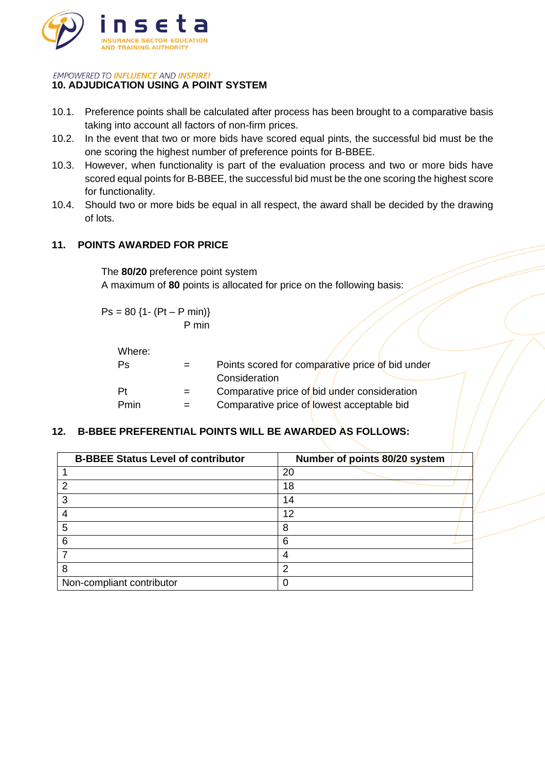## 10. ADJUDICATION USING A POINT SYSTEM

10.1. Preference points shall be calculated after process has been brought to a comparative basis taking into account all factors of non-firm prices.

10.2. In the event that two or more bids have scored equal pints, the successful bid must be the one scoring the highest number of preference points for B-BBEE.

10.3. However, when functionality is part of the evaluation process and two or more bids have scored equal points for B-BBEE, the successful bid must be the one scoring the highest score for functionality.

10.4. Should two or more bids be equal in all respect, the award shall be decided by the drawing of lots.

## 11. POINTS AWARDED FOR PRICE

The **80/20** preference point system

A maximum of **80** points is allocated for price on the following basis:

$$Ps = 80\left\{1 - \frac{(Pt - P\min)}{P\min}\right\}$$

Where:

| | | |
|---|---|---|
| Ps | = | Points scored for comparative price of bid under Consideration |
| Pt | = | Comparative price of bid under consideration |
| Pmin | = | Comparative price of lowest acceptable bid |

## 12. B-BBEE PREFERENTIAL POINTS WILL BE AWARDED AS FOLLOWS:

| B-BBEE Status Level of contributor | Number of points 80/20 system |
|---|---|
| 1 | 20 |
| 2 | 18 |
| 3 | 14 |
| 4 | 12 |
| 5 | 8 |
| 6 | 6 |
| 7 | 4 |
| 8 | 2 |
| Non-compliant contributor | 0 |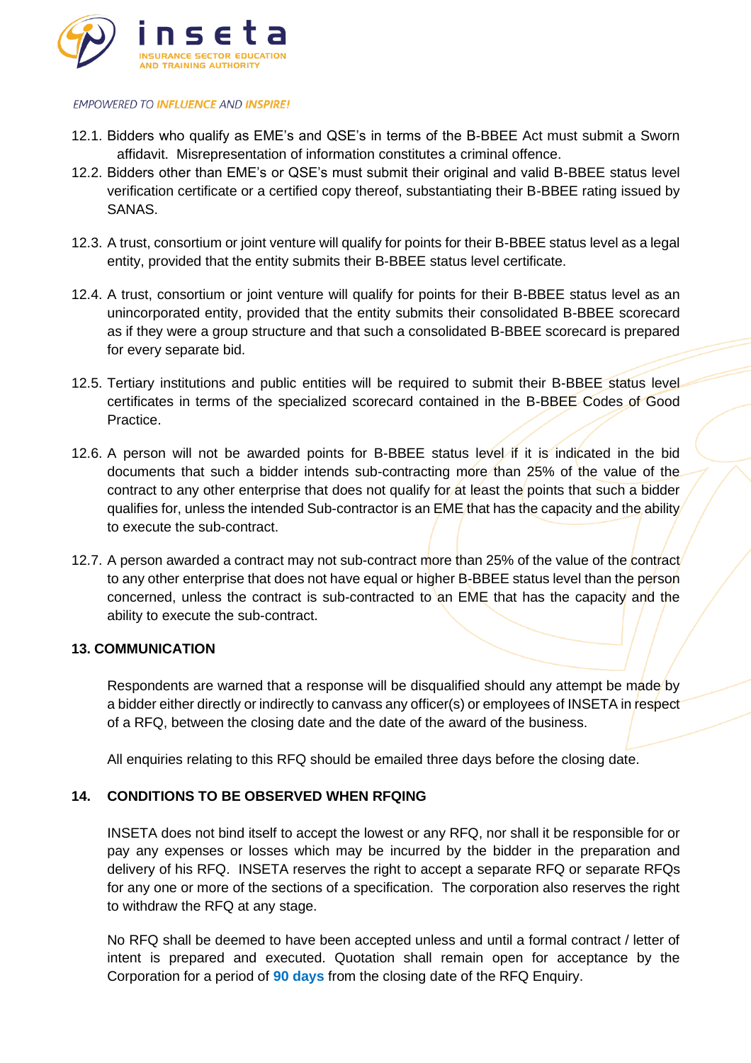12.1. Bidders who qualify as EME's and QSE's in terms of the B-BBEE Act must submit a Sworn affidavit. Misrepresentation of information constitutes a criminal offence.

12.2. Bidders other than EME's or QSE's must submit their original and valid B-BBEE status level verification certificate or a certified copy thereof, substantiating their B-BBEE rating issued by SANAS.

12.3. A trust, consortium or joint venture will qualify for points for their B-BBEE status level as a legal entity, provided that the entity submits their B-BBEE status level certificate.

12.4. A trust, consortium or joint venture will qualify for points for their B-BBEE status level as an unincorporated entity, provided that the entity submits their consolidated B-BBEE scorecard as if they were a group structure and that such a consolidated B-BBEE scorecard is prepared for every separate bid.

12.5. Tertiary institutions and public entities will be required to submit their B-BBEE status level certificates in terms of the specialized scorecard contained in the B-BBEE Codes of Good Practice.

12.6. A person will not be awarded points for B-BBEE status level if it is indicated in the bid documents that such a bidder intends sub-contracting more than 25% of the value of the contract to any other enterprise that does not qualify for at least the points that such a bidder qualifies for, unless the intended Sub-contractor is an EME that has the capacity and the ability to execute the sub-contract.

12.7. A person awarded a contract may not sub-contract more than 25% of the value of the contract to any other enterprise that does not have equal or higher B-BBEE status level than the person concerned, unless the contract is sub-contracted to an EME that has the capacity and the ability to execute the sub-contract.

## 13. COMMUNICATION

Respondents are warned that a response will be disqualified should any attempt be made by a bidder either directly or indirectly to canvass any officer(s) or employees of INSETA in respect of a RFQ, between the closing date and the date of the award of the business.

All enquiries relating to this RFQ should be emailed three days before the closing date.

## 14. CONDITIONS TO BE OBSERVED WHEN RFQING

INSETA does not bind itself to accept the lowest or any RFQ, nor shall it be responsible for or pay any expenses or losses which may be incurred by the bidder in the preparation and delivery of his RFQ. INSETA reserves the right to accept a separate RFQ or separate RFQs for any one or more of the sections of a specification. The corporation also reserves the right to withdraw the RFQ at any stage.

No RFQ shall be deemed to have been accepted unless and until a formal contract / letter of intent is prepared and executed. Quotation shall remain open for acceptance by the Corporation for a period of **90 days** from the closing date of the RFQ Enquiry.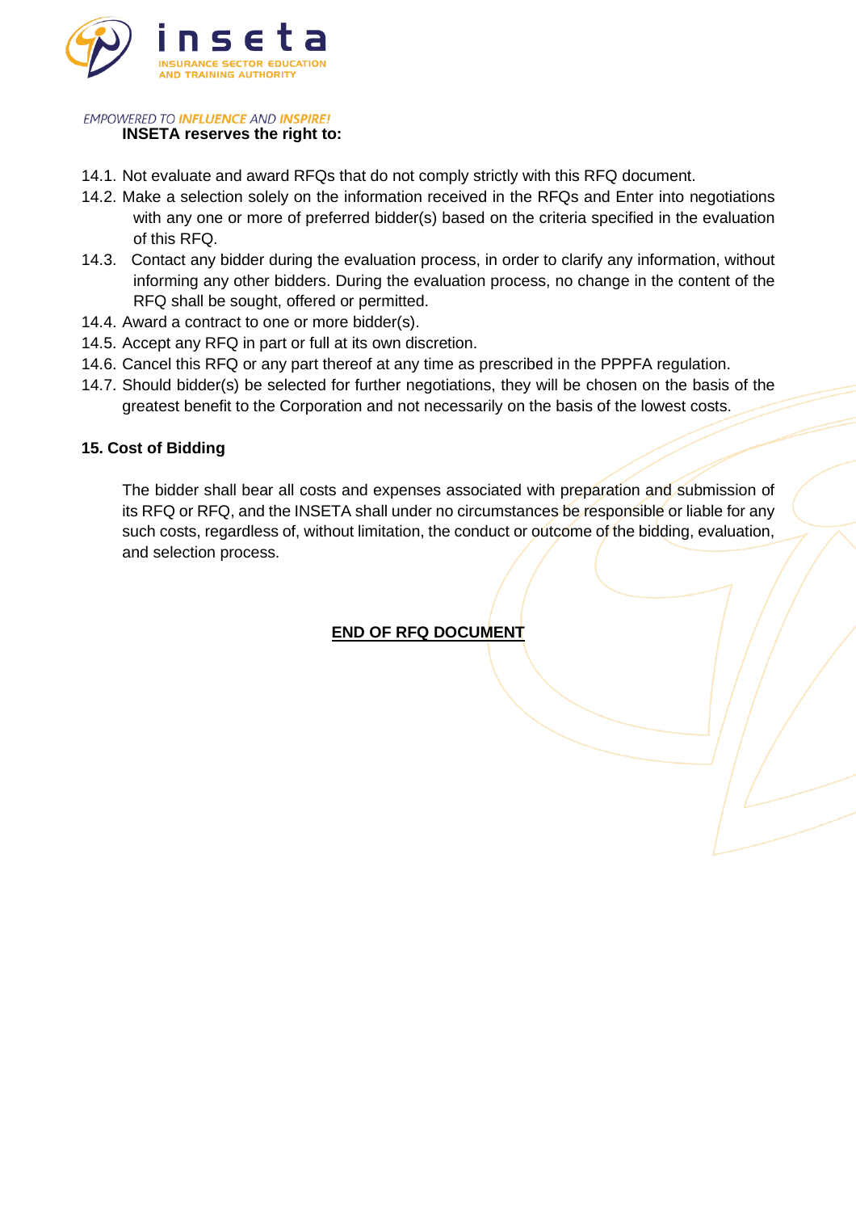**INSETA reserves the right to:**

14.1. Not evaluate and award RFQs that do not comply strictly with this RFQ document.

14.2. Make a selection solely on the information received in the RFQs and Enter into negotiations with any one or more of preferred bidder(s) based on the criteria specified in the evaluation of this RFQ.

14.3. Contact any bidder during the evaluation process, in order to clarify any information, without informing any other bidders. During the evaluation process, no change in the content of the RFQ shall be sought, offered or permitted.

14.4. Award a contract to one or more bidder(s).

14.5. Accept any RFQ in part or full at its own discretion.

14.6. Cancel this RFQ or any part thereof at any time as prescribed in the PPPFA regulation.

14.7. Should bidder(s) be selected for further negotiations, they will be chosen on the basis of the greatest benefit to the Corporation and not necessarily on the basis of the lowest costs.

## 15. Cost of Bidding

The bidder shall bear all costs and expenses associated with preparation and submission of its RFQ or RFQ, and the INSETA shall under no circumstances be responsible or liable for any such costs, regardless of, without limitation, the conduct or outcome of the bidding, evaluation, and selection process.

**END OF RFQ DOCUMENT**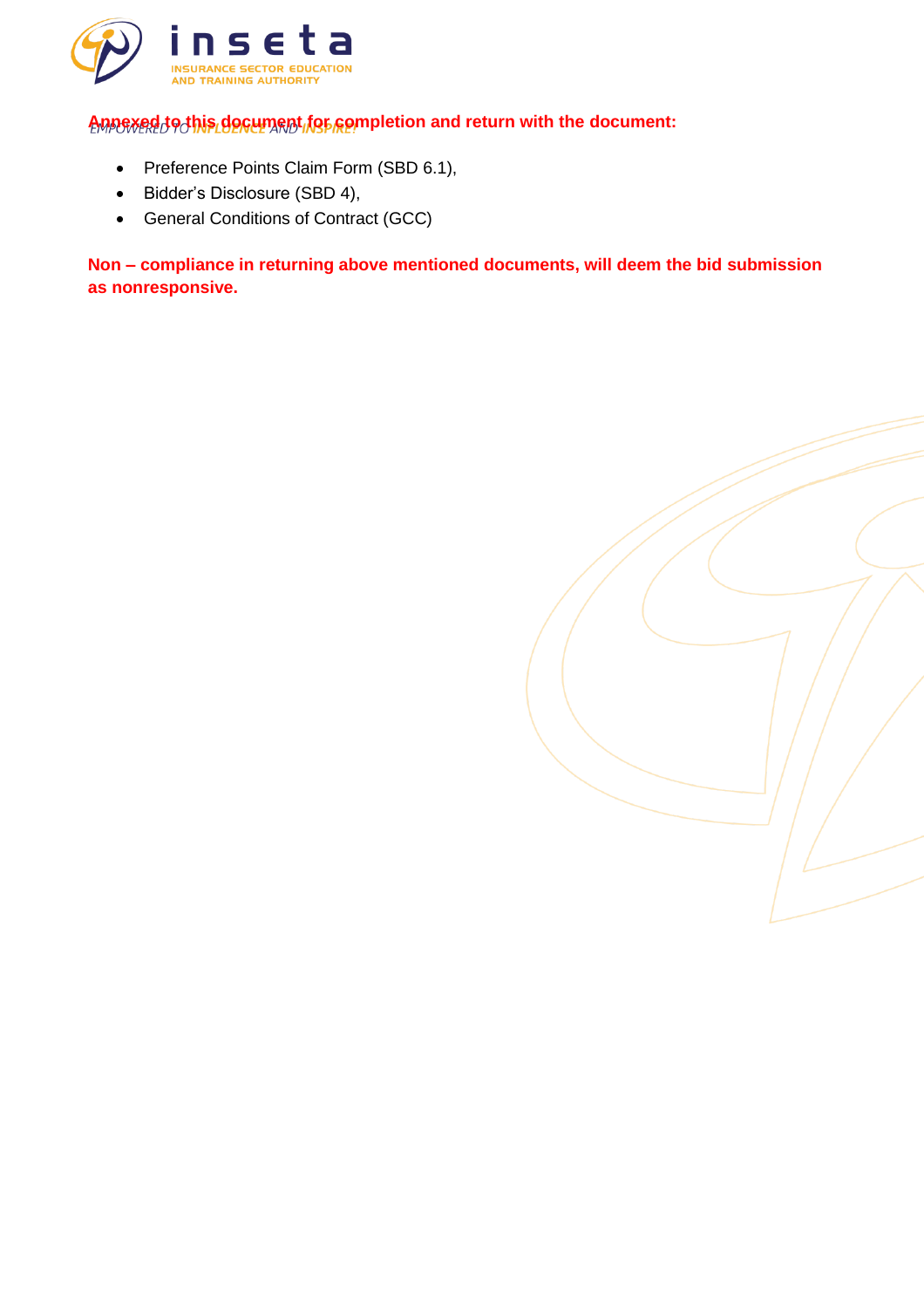**Annexed to this document for completion and return with the document:**

- Preference Points Claim Form (SBD 6.1),
- Bidder's Disclosure (SBD 4),
- General Conditions of Contract (GCC)

**Non – compliance in returning above mentioned documents, will deem the bid submission as nonresponsive.**